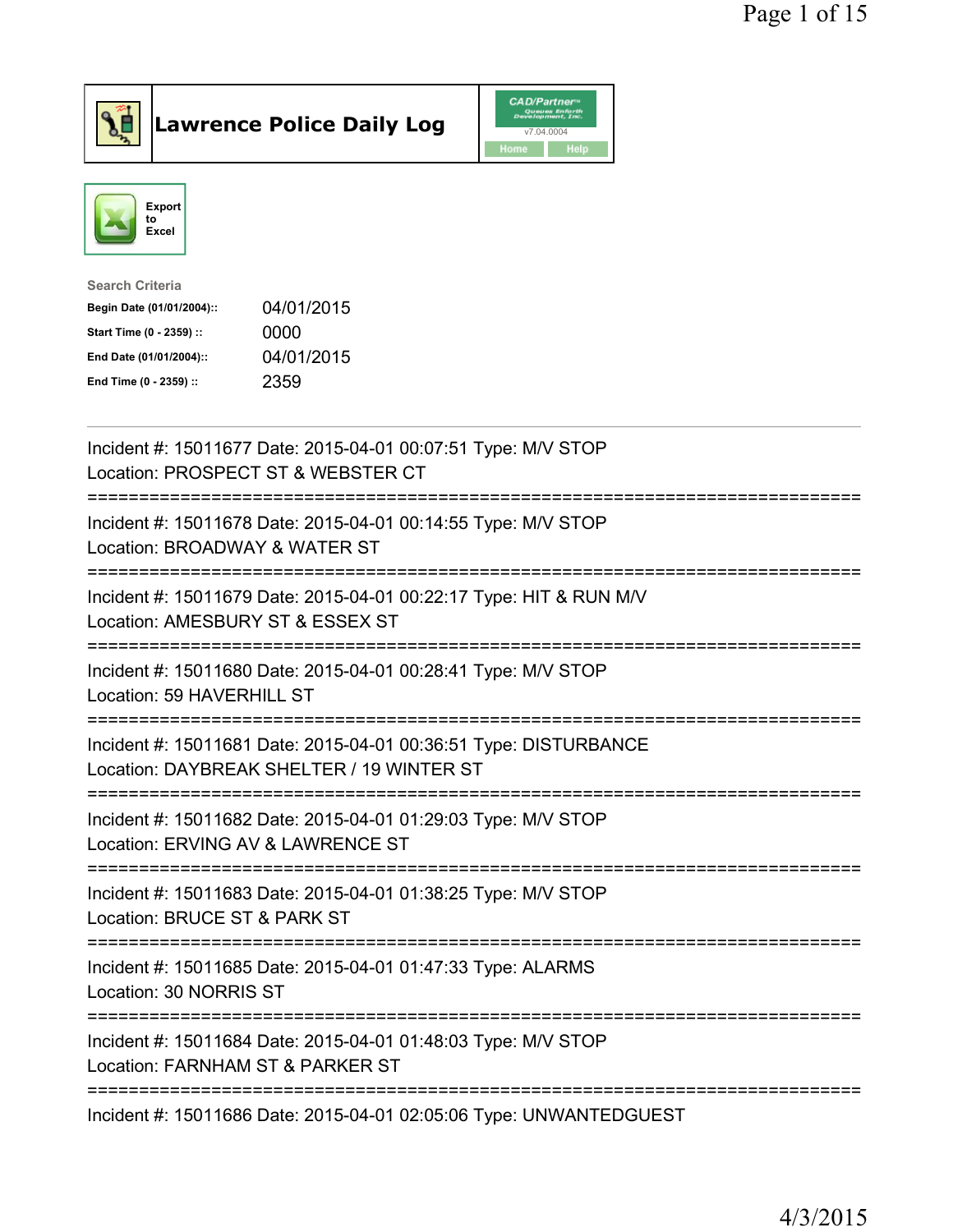# Lawrence Police Daily Log

Export to Excel

Search Criteria

| | |
|---|---|
| Begin Date (01/01/2004):: | 04/01/2015 |
| Start Time (0 - 2359) :: | 0000 |
| End Date (01/01/2004):: | 04/01/2015 |
| End Time (0 - 2359) :: | 2359 |

---

Incident #: 15011677 Date: 2015-04-01 00:07:51 Type: M/V STOP
Location: PROSPECT ST & WEBSTER CT

===========================================================================

Incident #: 15011678 Date: 2015-04-01 00:14:55 Type: M/V STOP
Location: BROADWAY & WATER ST

===========================================================================

Incident #: 15011679 Date: 2015-04-01 00:22:17 Type: HIT & RUN M/V
Location: AMESBURY ST & ESSEX ST

===========================================================================

Incident #: 15011680 Date: 2015-04-01 00:28:41 Type: M/V STOP
Location: 59 HAVERHILL ST

===========================================================================

Incident #: 15011681 Date: 2015-04-01 00:36:51 Type: DISTURBANCE
Location: DAYBREAK SHELTER / 19 WINTER ST

===========================================================================

Incident #: 15011682 Date: 2015-04-01 01:29:03 Type: M/V STOP
Location: ERVING AV & LAWRENCE ST

===========================================================================

Incident #: 15011683 Date: 2015-04-01 01:38:25 Type: M/V STOP
Location: BRUCE ST & PARK ST

===========================================================================

Incident #: 15011685 Date: 2015-04-01 01:47:33 Type: ALARMS
Location: 30 NORRIS ST

===========================================================================

Incident #: 15011684 Date: 2015-04-01 01:48:03 Type: M/V STOP
Location: FARNHAM ST & PARKER ST

===========================================================================

Incident #: 15011686 Date: 2015-04-01 02:05:06 Type: UNWANTEDGUEST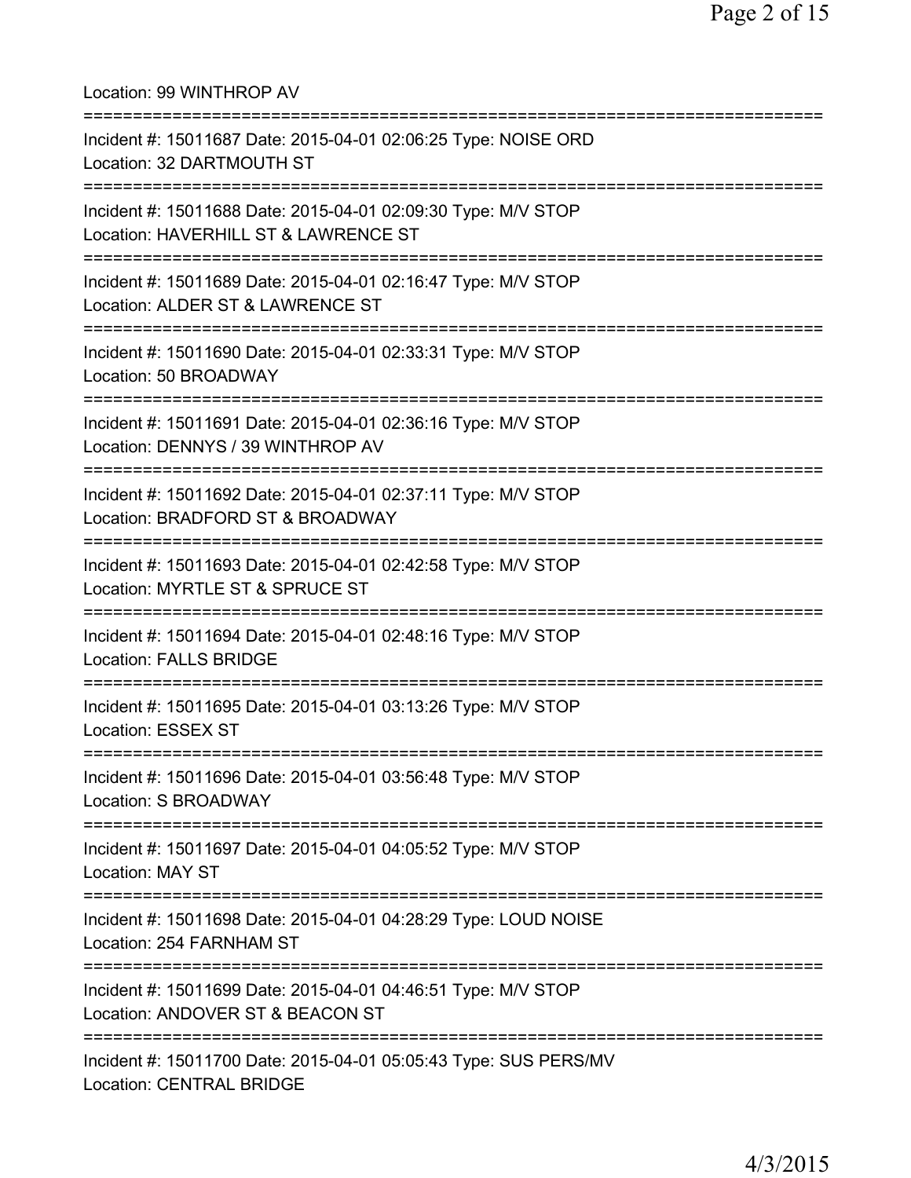Location: 99 WINTHROP AV

===========================================================================

Incident #: 15011687 Date: 2015-04-01 02:06:25 Type: NOISE ORD
Location: 32 DARTMOUTH ST

===========================================================================

Incident #: 15011688 Date: 2015-04-01 02:09:30 Type: M/V STOP
Location: HAVERHILL ST & LAWRENCE ST

===========================================================================

Incident #: 15011689 Date: 2015-04-01 02:16:47 Type: M/V STOP
Location: ALDER ST & LAWRENCE ST

===========================================================================

Incident #: 15011690 Date: 2015-04-01 02:33:31 Type: M/V STOP
Location: 50 BROADWAY

===========================================================================

Incident #: 15011691 Date: 2015-04-01 02:36:16 Type: M/V STOP
Location: DENNYS / 39 WINTHROP AV

===========================================================================

Incident #: 15011692 Date: 2015-04-01 02:37:11 Type: M/V STOP
Location: BRADFORD ST & BROADWAY

===========================================================================

Incident #: 15011693 Date: 2015-04-01 02:42:58 Type: M/V STOP
Location: MYRTLE ST & SPRUCE ST

===========================================================================

Incident #: 15011694 Date: 2015-04-01 02:48:16 Type: M/V STOP
Location: FALLS BRIDGE

===========================================================================

Incident #: 15011695 Date: 2015-04-01 03:13:26 Type: M/V STOP
Location: ESSEX ST

===========================================================================

Incident #: 15011696 Date: 2015-04-01 03:56:48 Type: M/V STOP
Location: S BROADWAY

===========================================================================

Incident #: 15011697 Date: 2015-04-01 04:05:52 Type: M/V STOP
Location: MAY ST

===========================================================================

Incident #: 15011698 Date: 2015-04-01 04:28:29 Type: LOUD NOISE
Location: 254 FARNHAM ST

===========================================================================

Incident #: 15011699 Date: 2015-04-01 04:46:51 Type: M/V STOP
Location: ANDOVER ST & BEACON ST

===========================================================================

Incident #: 15011700 Date: 2015-04-01 05:05:43 Type: SUS PERS/MV
Location: CENTRAL BRIDGE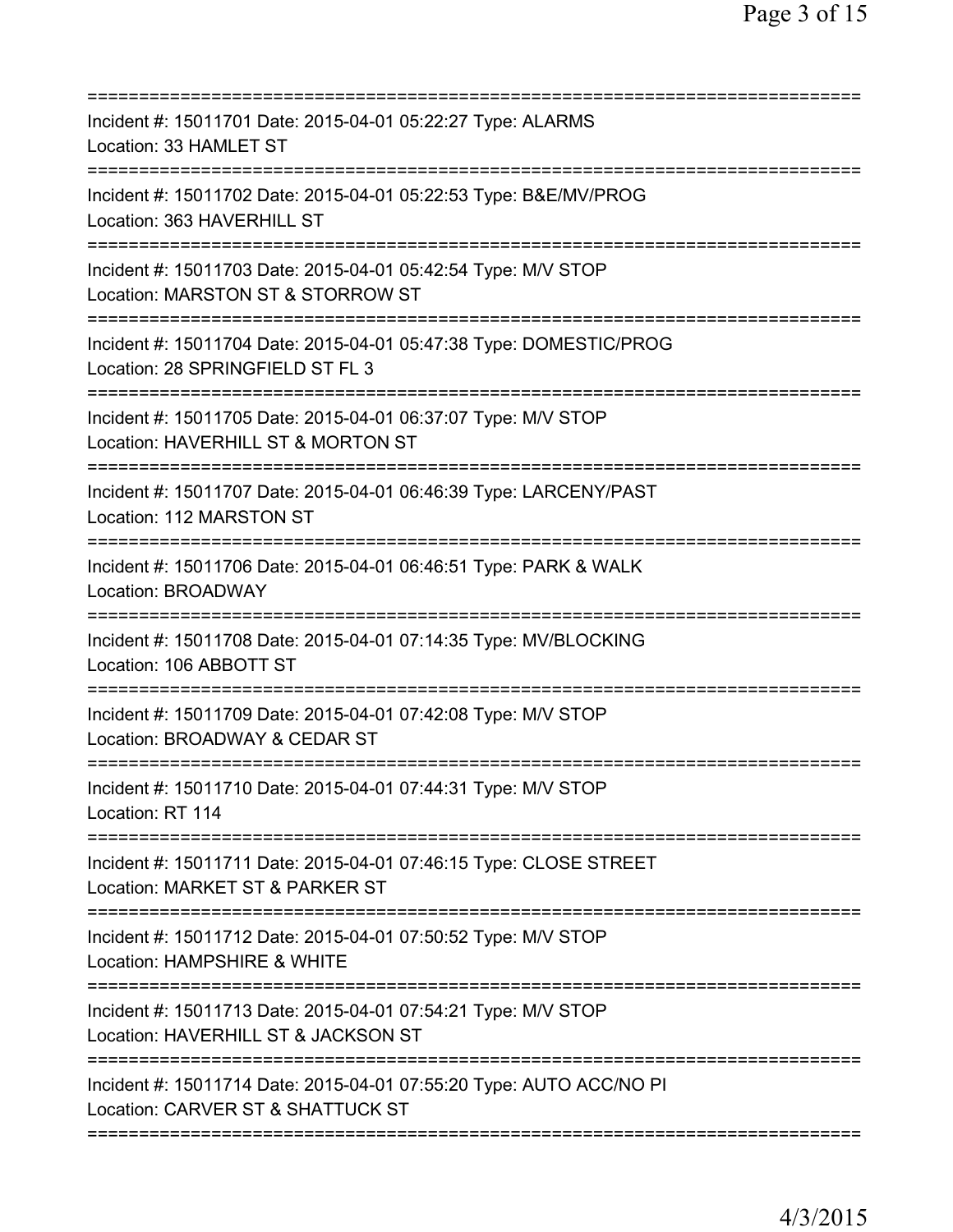===========================================================================
Incident #: 15011701 Date: 2015-04-01 05:22:27 Type: ALARMS
Location: 33 HAMLET ST
===========================================================================
Incident #: 15011702 Date: 2015-04-01 05:22:53 Type: B&E/MV/PROG
Location: 363 HAVERHILL ST
===========================================================================
Incident #: 15011703 Date: 2015-04-01 05:42:54 Type: M/V STOP
Location: MARSTON ST & STORROW ST
===========================================================================
Incident #: 15011704 Date: 2015-04-01 05:47:38 Type: DOMESTIC/PROG
Location: 28 SPRINGFIELD ST FL 3
===========================================================================
Incident #: 15011705 Date: 2015-04-01 06:37:07 Type: M/V STOP
Location: HAVERHILL ST & MORTON ST
===========================================================================
Incident #: 15011707 Date: 2015-04-01 06:46:39 Type: LARCENY/PAST
Location: 112 MARSTON ST
===========================================================================
Incident #: 15011706 Date: 2015-04-01 06:46:51 Type: PARK & WALK
Location: BROADWAY
===========================================================================
Incident #: 15011708 Date: 2015-04-01 07:14:35 Type: MV/BLOCKING
Location: 106 ABBOTT ST
===========================================================================
Incident #: 15011709 Date: 2015-04-01 07:42:08 Type: M/V STOP
Location: BROADWAY & CEDAR ST
===========================================================================
Incident #: 15011710 Date: 2015-04-01 07:44:31 Type: M/V STOP
Location: RT 114
===========================================================================
Incident #: 15011711 Date: 2015-04-01 07:46:15 Type: CLOSE STREET
Location: MARKET ST & PARKER ST
===========================================================================
Incident #: 15011712 Date: 2015-04-01 07:50:52 Type: M/V STOP
Location: HAMPSHIRE & WHITE
===========================================================================
Incident #: 15011713 Date: 2015-04-01 07:54:21 Type: M/V STOP
Location: HAVERHILL ST & JACKSON ST
===========================================================================
Incident #: 15011714 Date: 2015-04-01 07:55:20 Type: AUTO ACC/NO PI
Location: CARVER ST & SHATTUCK ST
===========================================================================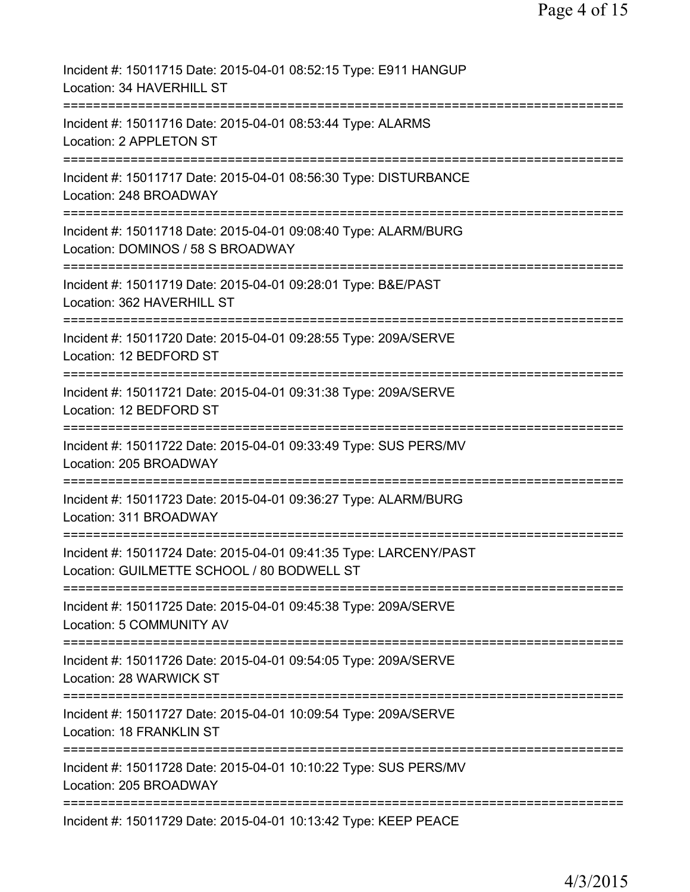Incident #: 15011715 Date: 2015-04-01 08:52:15 Type: E911 HANGUP
Location: 34 HAVERHILL ST

===========================================================================

Incident #: 15011716 Date: 2015-04-01 08:53:44 Type: ALARMS
Location: 2 APPLETON ST

===========================================================================

Incident #: 15011717 Date: 2015-04-01 08:56:30 Type: DISTURBANCE
Location: 248 BROADWAY

===========================================================================

Incident #: 15011718 Date: 2015-04-01 09:08:40 Type: ALARM/BURG
Location: DOMINOS / 58 S BROADWAY

===========================================================================

Incident #: 15011719 Date: 2015-04-01 09:28:01 Type: B&E/PAST
Location: 362 HAVERHILL ST

===========================================================================

Incident #: 15011720 Date: 2015-04-01 09:28:55 Type: 209A/SERVE
Location: 12 BEDFORD ST

===========================================================================

Incident #: 15011721 Date: 2015-04-01 09:31:38 Type: 209A/SERVE
Location: 12 BEDFORD ST

===========================================================================

Incident #: 15011722 Date: 2015-04-01 09:33:49 Type: SUS PERS/MV
Location: 205 BROADWAY

===========================================================================

Incident #: 15011723 Date: 2015-04-01 09:36:27 Type: ALARM/BURG
Location: 311 BROADWAY

===========================================================================

Incident #: 15011724 Date: 2015-04-01 09:41:35 Type: LARCENY/PAST
Location: GUILMETTE SCHOOL / 80 BODWELL ST

===========================================================================

Incident #: 15011725 Date: 2015-04-01 09:45:38 Type: 209A/SERVE
Location: 5 COMMUNITY AV

===========================================================================

Incident #: 15011726 Date: 2015-04-01 09:54:05 Type: 209A/SERVE
Location: 28 WARWICK ST

===========================================================================

Incident #: 15011727 Date: 2015-04-01 10:09:54 Type: 209A/SERVE
Location: 18 FRANKLIN ST

===========================================================================

Incident #: 15011728 Date: 2015-04-01 10:10:22 Type: SUS PERS/MV
Location: 205 BROADWAY

===========================================================================

Incident #: 15011729 Date: 2015-04-01 10:13:42 Type: KEEP PEACE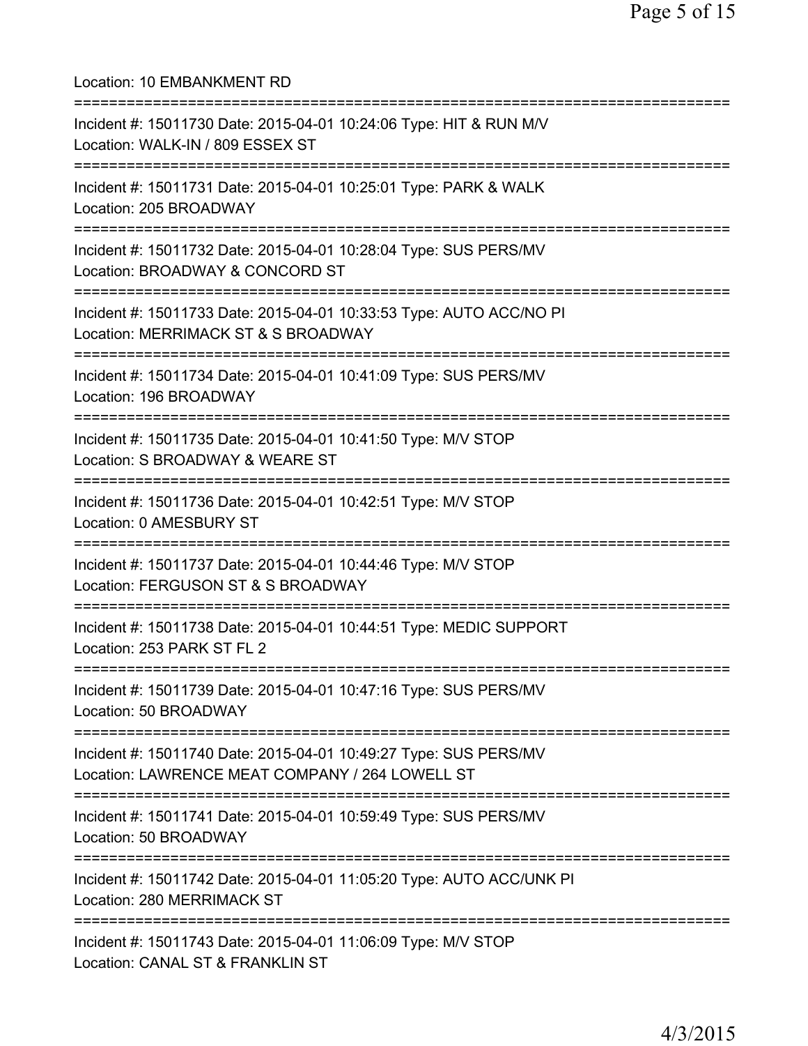Location: 10 EMBANKMENT RD

===========================================================================

Incident #: 15011730 Date: 2015-04-01 10:24:06 Type: HIT & RUN M/V
Location: WALK-IN / 809 ESSEX ST

===========================================================================

Incident #: 15011731 Date: 2015-04-01 10:25:01 Type: PARK & WALK
Location: 205 BROADWAY

===========================================================================

Incident #: 15011732 Date: 2015-04-01 10:28:04 Type: SUS PERS/MV
Location: BROADWAY & CONCORD ST

===========================================================================

Incident #: 15011733 Date: 2015-04-01 10:33:53 Type: AUTO ACC/NO PI
Location: MERRIMACK ST & S BROADWAY

===========================================================================

Incident #: 15011734 Date: 2015-04-01 10:41:09 Type: SUS PERS/MV
Location: 196 BROADWAY

===========================================================================

Incident #: 15011735 Date: 2015-04-01 10:41:50 Type: M/V STOP
Location: S BROADWAY & WEARE ST

===========================================================================

Incident #: 15011736 Date: 2015-04-01 10:42:51 Type: M/V STOP
Location: 0 AMESBURY ST

===========================================================================

Incident #: 15011737 Date: 2015-04-01 10:44:46 Type: M/V STOP
Location: FERGUSON ST & S BROADWAY

===========================================================================

Incident #: 15011738 Date: 2015-04-01 10:44:51 Type: MEDIC SUPPORT
Location: 253 PARK ST FL 2

===========================================================================

Incident #: 15011739 Date: 2015-04-01 10:47:16 Type: SUS PERS/MV
Location: 50 BROADWAY

===========================================================================

Incident #: 15011740 Date: 2015-04-01 10:49:27 Type: SUS PERS/MV
Location: LAWRENCE MEAT COMPANY / 264 LOWELL ST

===========================================================================

Incident #: 15011741 Date: 2015-04-01 10:59:49 Type: SUS PERS/MV
Location: 50 BROADWAY

===========================================================================

Incident #: 15011742 Date: 2015-04-01 11:05:20 Type: AUTO ACC/UNK PI
Location: 280 MERRIMACK ST

===========================================================================

Incident #: 15011743 Date: 2015-04-01 11:06:09 Type: M/V STOP
Location: CANAL ST & FRANKLIN ST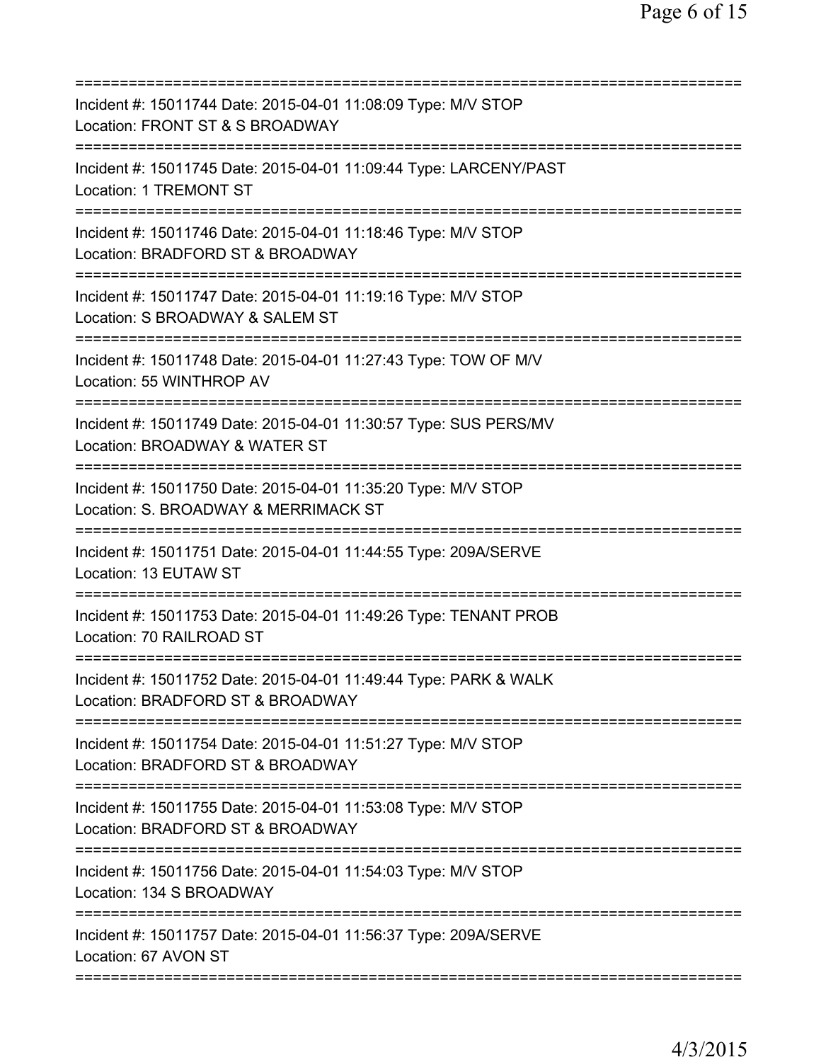===========================================================================
Incident #: 15011744 Date: 2015-04-01 11:08:09 Type: M/V STOP
Location: FRONT ST & S BROADWAY
===========================================================================
Incident #: 15011745 Date: 2015-04-01 11:09:44 Type: LARCENY/PAST
Location: 1 TREMONT ST
===========================================================================
Incident #: 15011746 Date: 2015-04-01 11:18:46 Type: M/V STOP
Location: BRADFORD ST & BROADWAY
===========================================================================
Incident #: 15011747 Date: 2015-04-01 11:19:16 Type: M/V STOP
Location: S BROADWAY & SALEM ST
===========================================================================
Incident #: 15011748 Date: 2015-04-01 11:27:43 Type: TOW OF M/V
Location: 55 WINTHROP AV
===========================================================================
Incident #: 15011749 Date: 2015-04-01 11:30:57 Type: SUS PERS/MV
Location: BROADWAY & WATER ST
===========================================================================
Incident #: 15011750 Date: 2015-04-01 11:35:20 Type: M/V STOP
Location: S. BROADWAY & MERRIMACK ST
===========================================================================
Incident #: 15011751 Date: 2015-04-01 11:44:55 Type: 209A/SERVE
Location: 13 EUTAW ST
===========================================================================
Incident #: 15011753 Date: 2015-04-01 11:49:26 Type: TENANT PROB
Location: 70 RAILROAD ST
===========================================================================
Incident #: 15011752 Date: 2015-04-01 11:49:44 Type: PARK & WALK
Location: BRADFORD ST & BROADWAY
===========================================================================
Incident #: 15011754 Date: 2015-04-01 11:51:27 Type: M/V STOP
Location: BRADFORD ST & BROADWAY
===========================================================================
Incident #: 15011755 Date: 2015-04-01 11:53:08 Type: M/V STOP
Location: BRADFORD ST & BROADWAY
===========================================================================
Incident #: 15011756 Date: 2015-04-01 11:54:03 Type: M/V STOP
Location: 134 S BROADWAY
===========================================================================
Incident #: 15011757 Date: 2015-04-01 11:56:37 Type: 209A/SERVE
Location: 67 AVON ST
===========================================================================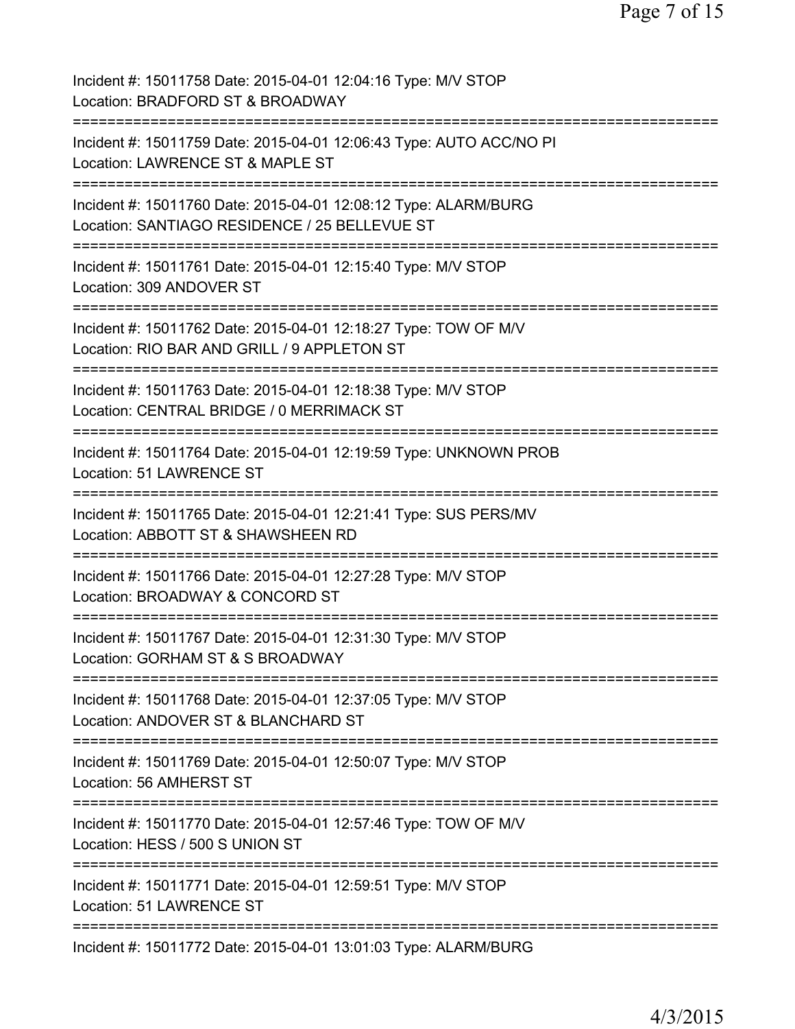Incident #: 15011758 Date: 2015-04-01 12:04:16 Type: M/V STOP
Location: BRADFORD ST & BROADWAY

===========================================================================

Incident #: 15011759 Date: 2015-04-01 12:06:43 Type: AUTO ACC/NO PI
Location: LAWRENCE ST & MAPLE ST

===========================================================================

Incident #: 15011760 Date: 2015-04-01 12:08:12 Type: ALARM/BURG
Location: SANTIAGO RESIDENCE / 25 BELLEVUE ST

===========================================================================

Incident #: 15011761 Date: 2015-04-01 12:15:40 Type: M/V STOP
Location: 309 ANDOVER ST

===========================================================================

Incident #: 15011762 Date: 2015-04-01 12:18:27 Type: TOW OF M/V
Location: RIO BAR AND GRILL / 9 APPLETON ST

===========================================================================

Incident #: 15011763 Date: 2015-04-01 12:18:38 Type: M/V STOP
Location: CENTRAL BRIDGE / 0 MERRIMACK ST

===========================================================================

Incident #: 15011764 Date: 2015-04-01 12:19:59 Type: UNKNOWN PROB
Location: 51 LAWRENCE ST

===========================================================================

Incident #: 15011765 Date: 2015-04-01 12:21:41 Type: SUS PERS/MV
Location: ABBOTT ST & SHAWSHEEN RD

===========================================================================

Incident #: 15011766 Date: 2015-04-01 12:27:28 Type: M/V STOP
Location: BROADWAY & CONCORD ST

===========================================================================

Incident #: 15011767 Date: 2015-04-01 12:31:30 Type: M/V STOP
Location: GORHAM ST & S BROADWAY

===========================================================================

Incident #: 15011768 Date: 2015-04-01 12:37:05 Type: M/V STOP
Location: ANDOVER ST & BLANCHARD ST

===========================================================================

Incident #: 15011769 Date: 2015-04-01 12:50:07 Type: M/V STOP
Location: 56 AMHERST ST

===========================================================================

Incident #: 15011770 Date: 2015-04-01 12:57:46 Type: TOW OF M/V
Location: HESS / 500 S UNION ST

===========================================================================

Incident #: 15011771 Date: 2015-04-01 12:59:51 Type: M/V STOP
Location: 51 LAWRENCE ST

===========================================================================

Incident #: 15011772 Date: 2015-04-01 13:01:03 Type: ALARM/BURG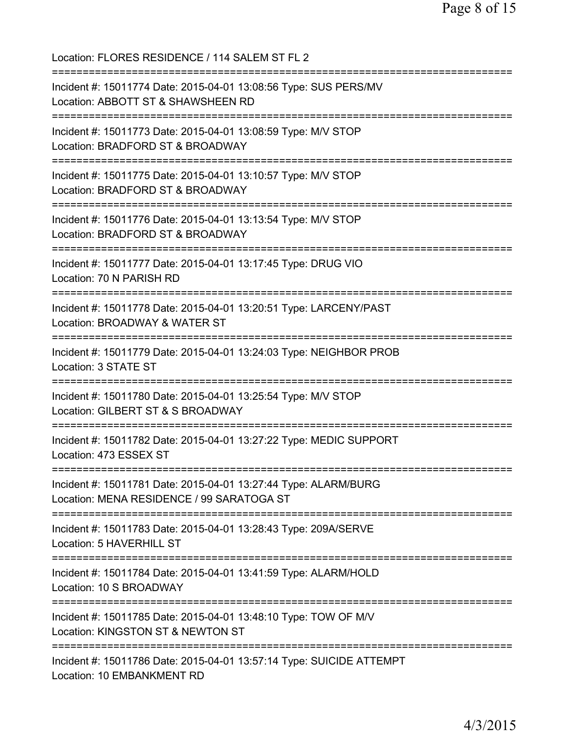Location: FLORES RESIDENCE / 114 SALEM ST FL 2

===========================================================================

Incident #: 15011774 Date: 2015-04-01 13:08:56 Type: SUS PERS/MV
Location: ABBOTT ST & SHAWSHEEN RD

===========================================================================

Incident #: 15011773 Date: 2015-04-01 13:08:59 Type: M/V STOP
Location: BRADFORD ST & BROADWAY

===========================================================================

Incident #: 15011775 Date: 2015-04-01 13:10:57 Type: M/V STOP
Location: BRADFORD ST & BROADWAY

===========================================================================

Incident #: 15011776 Date: 2015-04-01 13:13:54 Type: M/V STOP
Location: BRADFORD ST & BROADWAY

===========================================================================

Incident #: 15011777 Date: 2015-04-01 13:17:45 Type: DRUG VIO
Location: 70 N PARISH RD

===========================================================================

Incident #: 15011778 Date: 2015-04-01 13:20:51 Type: LARCENY/PAST
Location: BROADWAY & WATER ST

===========================================================================

Incident #: 15011779 Date: 2015-04-01 13:24:03 Type: NEIGHBOR PROB
Location: 3 STATE ST

===========================================================================

Incident #: 15011780 Date: 2015-04-01 13:25:54 Type: M/V STOP
Location: GILBERT ST & S BROADWAY

===========================================================================

Incident #: 15011782 Date: 2015-04-01 13:27:22 Type: MEDIC SUPPORT
Location: 473 ESSEX ST

===========================================================================

Incident #: 15011781 Date: 2015-04-01 13:27:44 Type: ALARM/BURG
Location: MENA RESIDENCE / 99 SARATOGA ST

===========================================================================

Incident #: 15011783 Date: 2015-04-01 13:28:43 Type: 209A/SERVE
Location: 5 HAVERHILL ST

===========================================================================

Incident #: 15011784 Date: 2015-04-01 13:41:59 Type: ALARM/HOLD
Location: 10 S BROADWAY

===========================================================================

Incident #: 15011785 Date: 2015-04-01 13:48:10 Type: TOW OF M/V
Location: KINGSTON ST & NEWTON ST

===========================================================================

Incident #: 15011786 Date: 2015-04-01 13:57:14 Type: SUICIDE ATTEMPT
Location: 10 EMBANKMENT RD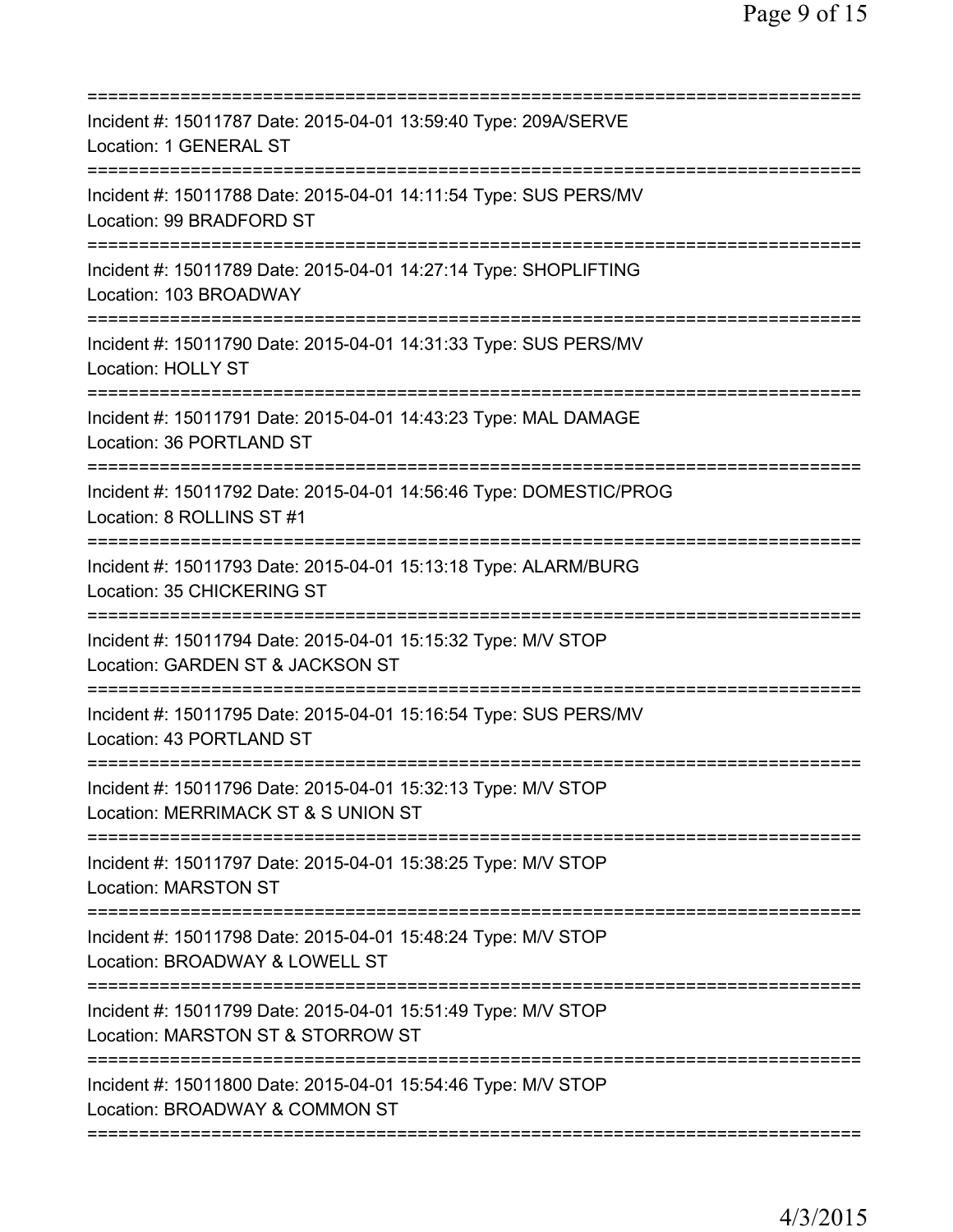===========================================================================
Incident #: 15011787 Date: 2015-04-01 13:59:40 Type: 209A/SERVE
Location: 1 GENERAL ST
===========================================================================
Incident #: 15011788 Date: 2015-04-01 14:11:54 Type: SUS PERS/MV
Location: 99 BRADFORD ST
===========================================================================
Incident #: 15011789 Date: 2015-04-01 14:27:14 Type: SHOPLIFTING
Location: 103 BROADWAY
===========================================================================
Incident #: 15011790 Date: 2015-04-01 14:31:33 Type: SUS PERS/MV
Location: HOLLY ST
===========================================================================
Incident #: 15011791 Date: 2015-04-01 14:43:23 Type: MAL DAMAGE
Location: 36 PORTLAND ST
===========================================================================
Incident #: 15011792 Date: 2015-04-01 14:56:46 Type: DOMESTIC/PROG
Location: 8 ROLLINS ST #1
===========================================================================
Incident #: 15011793 Date: 2015-04-01 15:13:18 Type: ALARM/BURG
Location: 35 CHICKERING ST
===========================================================================
Incident #: 15011794 Date: 2015-04-01 15:15:32 Type: M/V STOP
Location: GARDEN ST & JACKSON ST
===========================================================================
Incident #: 15011795 Date: 2015-04-01 15:16:54 Type: SUS PERS/MV
Location: 43 PORTLAND ST
===========================================================================
Incident #: 15011796 Date: 2015-04-01 15:32:13 Type: M/V STOP
Location: MERRIMACK ST & S UNION ST
===========================================================================
Incident #: 15011797 Date: 2015-04-01 15:38:25 Type: M/V STOP
Location: MARSTON ST
===========================================================================
Incident #: 15011798 Date: 2015-04-01 15:48:24 Type: M/V STOP
Location: BROADWAY & LOWELL ST
===========================================================================
Incident #: 15011799 Date: 2015-04-01 15:51:49 Type: M/V STOP
Location: MARSTON ST & STORROW ST
===========================================================================
Incident #: 15011800 Date: 2015-04-01 15:54:46 Type: M/V STOP
Location: BROADWAY & COMMON ST
===========================================================================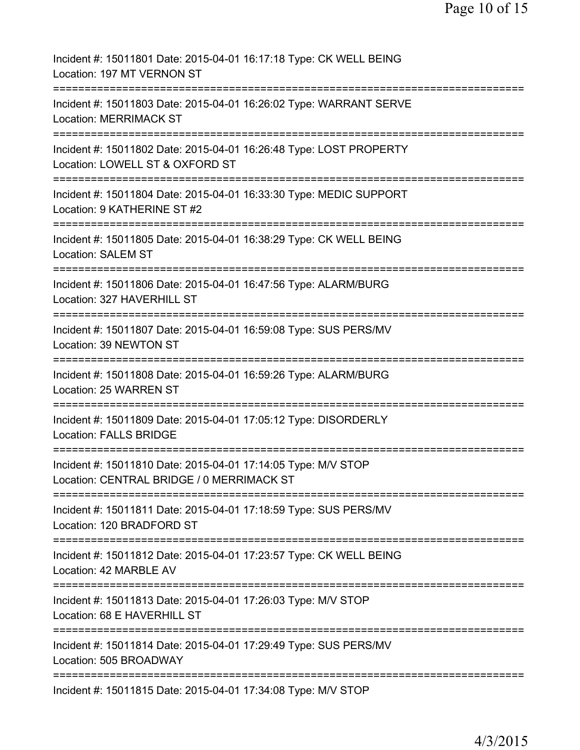Incident #: 15011801 Date: 2015-04-01 16:17:18 Type: CK WELL BEING
Location: 197 MT VERNON ST
===========================================================================
Incident #: 15011803 Date: 2015-04-01 16:26:02 Type: WARRANT SERVE
Location: MERRIMACK ST
===========================================================================
Incident #: 15011802 Date: 2015-04-01 16:26:48 Type: LOST PROPERTY
Location: LOWELL ST & OXFORD ST
===========================================================================
Incident #: 15011804 Date: 2015-04-01 16:33:30 Type: MEDIC SUPPORT
Location: 9 KATHERINE ST #2
===========================================================================
Incident #: 15011805 Date: 2015-04-01 16:38:29 Type: CK WELL BEING
Location: SALEM ST
===========================================================================
Incident #: 15011806 Date: 2015-04-01 16:47:56 Type: ALARM/BURG
Location: 327 HAVERHILL ST
===========================================================================
Incident #: 15011807 Date: 2015-04-01 16:59:08 Type: SUS PERS/MV
Location: 39 NEWTON ST
===========================================================================
Incident #: 15011808 Date: 2015-04-01 16:59:26 Type: ALARM/BURG
Location: 25 WARREN ST
===========================================================================
Incident #: 15011809 Date: 2015-04-01 17:05:12 Type: DISORDERLY
Location: FALLS BRIDGE
===========================================================================
Incident #: 15011810 Date: 2015-04-01 17:14:05 Type: M/V STOP
Location: CENTRAL BRIDGE / 0 MERRIMACK ST
===========================================================================
Incident #: 15011811 Date: 2015-04-01 17:18:59 Type: SUS PERS/MV
Location: 120 BRADFORD ST
===========================================================================
Incident #: 15011812 Date: 2015-04-01 17:23:57 Type: CK WELL BEING
Location: 42 MARBLE AV
===========================================================================
Incident #: 15011813 Date: 2015-04-01 17:26:03 Type: M/V STOP
Location: 68 E HAVERHILL ST
===========================================================================
Incident #: 15011814 Date: 2015-04-01 17:29:49 Type: SUS PERS/MV
Location: 505 BROADWAY
===========================================================================
Incident #: 15011815 Date: 2015-04-01 17:34:08 Type: M/V STOP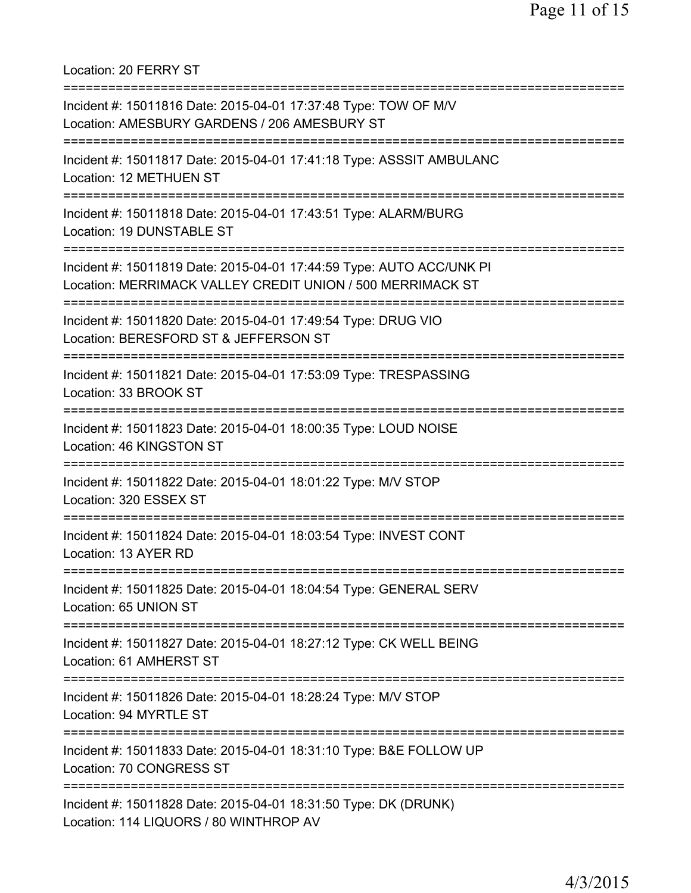Location: 20 FERRY ST

===========================================================================

Incident #: 15011816 Date: 2015-04-01 17:37:48 Type: TOW OF M/V
Location: AMESBURY GARDENS / 206 AMESBURY ST

===========================================================================

Incident #: 15011817 Date: 2015-04-01 17:41:18 Type: ASSSIT AMBULANC
Location: 12 METHUEN ST

===========================================================================

Incident #: 15011818 Date: 2015-04-01 17:43:51 Type: ALARM/BURG
Location: 19 DUNSTABLE ST

===========================================================================

Incident #: 15011819 Date: 2015-04-01 17:44:59 Type: AUTO ACC/UNK PI
Location: MERRIMACK VALLEY CREDIT UNION / 500 MERRIMACK ST

===========================================================================

Incident #: 15011820 Date: 2015-04-01 17:49:54 Type: DRUG VIO
Location: BERESFORD ST & JEFFERSON ST

===========================================================================

Incident #: 15011821 Date: 2015-04-01 17:53:09 Type: TRESPASSING
Location: 33 BROOK ST

===========================================================================

Incident #: 15011823 Date: 2015-04-01 18:00:35 Type: LOUD NOISE
Location: 46 KINGSTON ST

===========================================================================

Incident #: 15011822 Date: 2015-04-01 18:01:22 Type: M/V STOP
Location: 320 ESSEX ST

===========================================================================

Incident #: 15011824 Date: 2015-04-01 18:03:54 Type: INVEST CONT
Location: 13 AYER RD

===========================================================================

Incident #: 15011825 Date: 2015-04-01 18:04:54 Type: GENERAL SERV
Location: 65 UNION ST

===========================================================================

Incident #: 15011827 Date: 2015-04-01 18:27:12 Type: CK WELL BEING
Location: 61 AMHERST ST

===========================================================================

Incident #: 15011826 Date: 2015-04-01 18:28:24 Type: M/V STOP
Location: 94 MYRTLE ST

===========================================================================

Incident #: 15011833 Date: 2015-04-01 18:31:10 Type: B&E FOLLOW UP
Location: 70 CONGRESS ST

===========================================================================

Incident #: 15011828 Date: 2015-04-01 18:31:50 Type: DK (DRUNK)
Location: 114 LIQUORS / 80 WINTHROP AV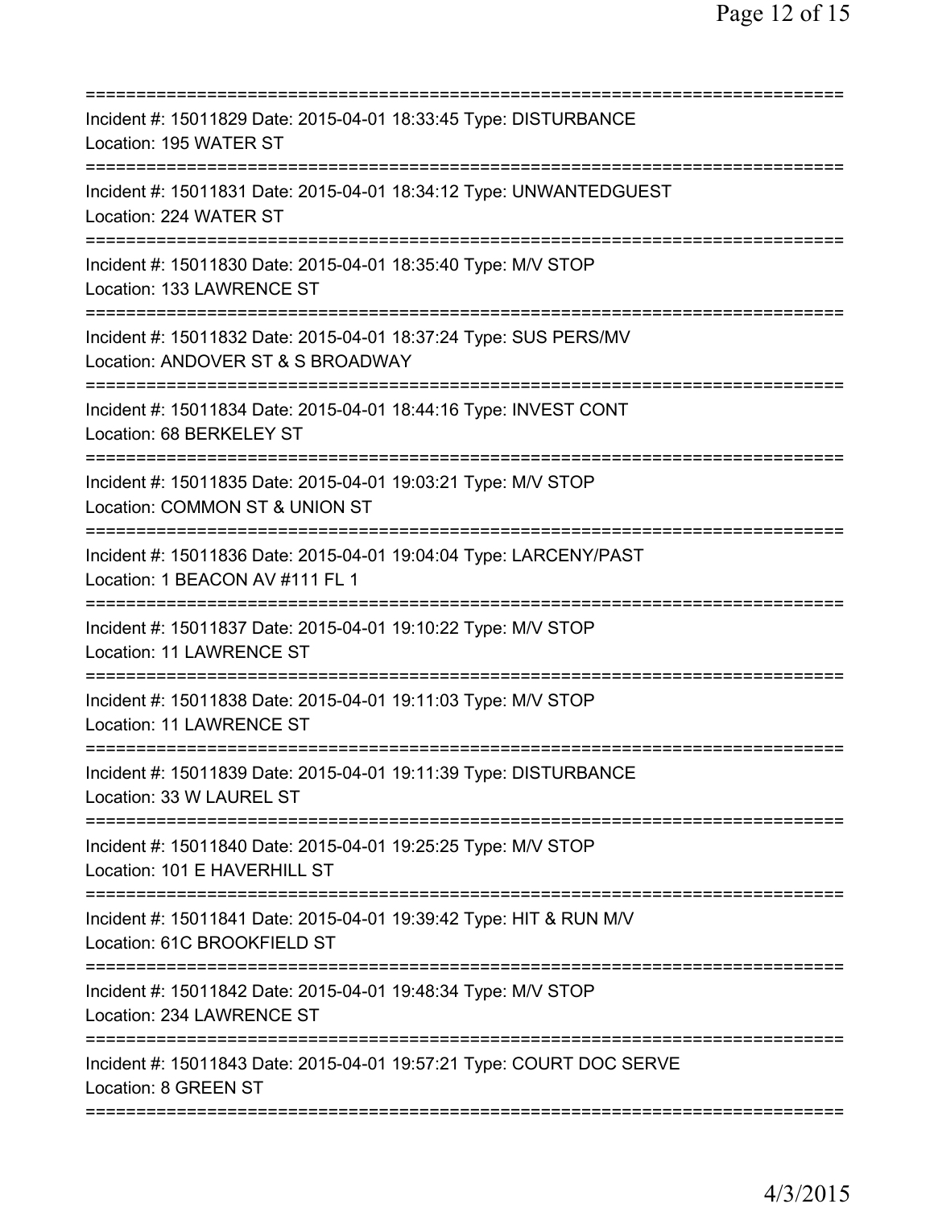===========================================================================

Incident #: 15011829 Date: 2015-04-01 18:33:45 Type: DISTURBANCE
Location: 195 WATER ST

===========================================================================

Incident #: 15011831 Date: 2015-04-01 18:34:12 Type: UNWANTEDGUEST
Location: 224 WATER ST

===========================================================================

Incident #: 15011830 Date: 2015-04-01 18:35:40 Type: M/V STOP
Location: 133 LAWRENCE ST

===========================================================================

Incident #: 15011832 Date: 2015-04-01 18:37:24 Type: SUS PERS/MV
Location: ANDOVER ST & S BROADWAY

===========================================================================

Incident #: 15011834 Date: 2015-04-01 18:44:16 Type: INVEST CONT
Location: 68 BERKELEY ST

===========================================================================

Incident #: 15011835 Date: 2015-04-01 19:03:21 Type: M/V STOP
Location: COMMON ST & UNION ST

===========================================================================

Incident #: 15011836 Date: 2015-04-01 19:04:04 Type: LARCENY/PAST
Location: 1 BEACON AV #111 FL 1

===========================================================================

Incident #: 15011837 Date: 2015-04-01 19:10:22 Type: M/V STOP
Location: 11 LAWRENCE ST

===========================================================================

Incident #: 15011838 Date: 2015-04-01 19:11:03 Type: M/V STOP
Location: 11 LAWRENCE ST

===========================================================================

Incident #: 15011839 Date: 2015-04-01 19:11:39 Type: DISTURBANCE
Location: 33 W LAUREL ST

===========================================================================

Incident #: 15011840 Date: 2015-04-01 19:25:25 Type: M/V STOP
Location: 101 E HAVERHILL ST

===========================================================================

Incident #: 15011841 Date: 2015-04-01 19:39:42 Type: HIT & RUN M/V
Location: 61C BROOKFIELD ST

===========================================================================

Incident #: 15011842 Date: 2015-04-01 19:48:34 Type: M/V STOP
Location: 234 LAWRENCE ST

===========================================================================

Incident #: 15011843 Date: 2015-04-01 19:57:21 Type: COURT DOC SERVE
Location: 8 GREEN ST

===========================================================================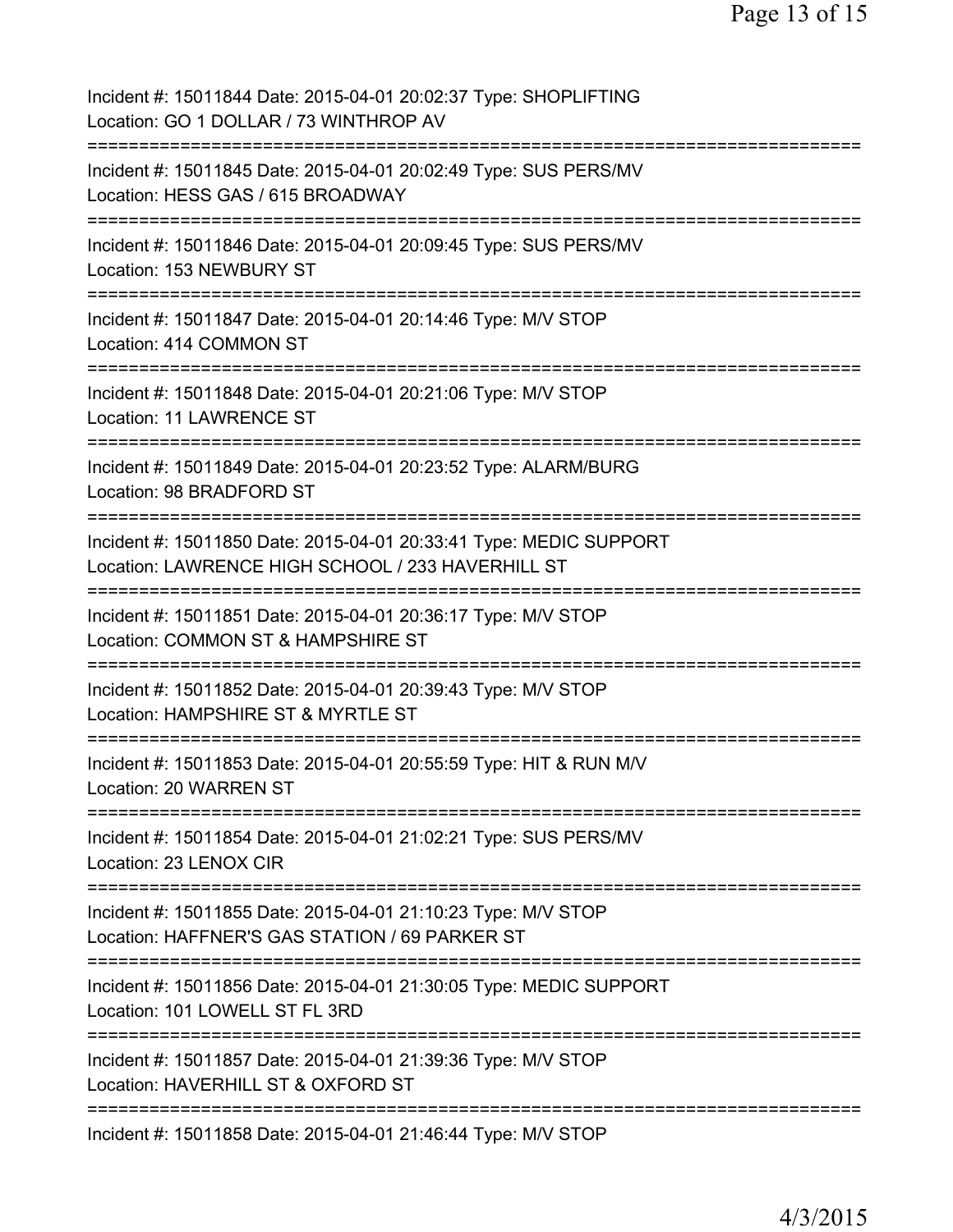Incident #: 15011844 Date: 2015-04-01 20:02:37 Type: SHOPLIFTING
Location: GO 1 DOLLAR / 73 WINTHROP AV

===========================================================================

Incident #: 15011845 Date: 2015-04-01 20:02:49 Type: SUS PERS/MV
Location: HESS GAS / 615 BROADWAY

===========================================================================

Incident #: 15011846 Date: 2015-04-01 20:09:45 Type: SUS PERS/MV
Location: 153 NEWBURY ST

===========================================================================

Incident #: 15011847 Date: 2015-04-01 20:14:46 Type: M/V STOP
Location: 414 COMMON ST

===========================================================================

Incident #: 15011848 Date: 2015-04-01 20:21:06 Type: M/V STOP
Location: 11 LAWRENCE ST

===========================================================================

Incident #: 15011849 Date: 2015-04-01 20:23:52 Type: ALARM/BURG
Location: 98 BRADFORD ST

===========================================================================

Incident #: 15011850 Date: 2015-04-01 20:33:41 Type: MEDIC SUPPORT
Location: LAWRENCE HIGH SCHOOL / 233 HAVERHILL ST

===========================================================================

Incident #: 15011851 Date: 2015-04-01 20:36:17 Type: M/V STOP
Location: COMMON ST & HAMPSHIRE ST

===========================================================================

Incident #: 15011852 Date: 2015-04-01 20:39:43 Type: M/V STOP
Location: HAMPSHIRE ST & MYRTLE ST

===========================================================================

Incident #: 15011853 Date: 2015-04-01 20:55:59 Type: HIT & RUN M/V
Location: 20 WARREN ST

===========================================================================

Incident #: 15011854 Date: 2015-04-01 21:02:21 Type: SUS PERS/MV
Location: 23 LENOX CIR

===========================================================================

Incident #: 15011855 Date: 2015-04-01 21:10:23 Type: M/V STOP
Location: HAFFNER'S GAS STATION / 69 PARKER ST

===========================================================================

Incident #: 15011856 Date: 2015-04-01 21:30:05 Type: MEDIC SUPPORT
Location: 101 LOWELL ST FL 3RD

===========================================================================

Incident #: 15011857 Date: 2015-04-01 21:39:36 Type: M/V STOP
Location: HAVERHILL ST & OXFORD ST

===========================================================================

Incident #: 15011858 Date: 2015-04-01 21:46:44 Type: M/V STOP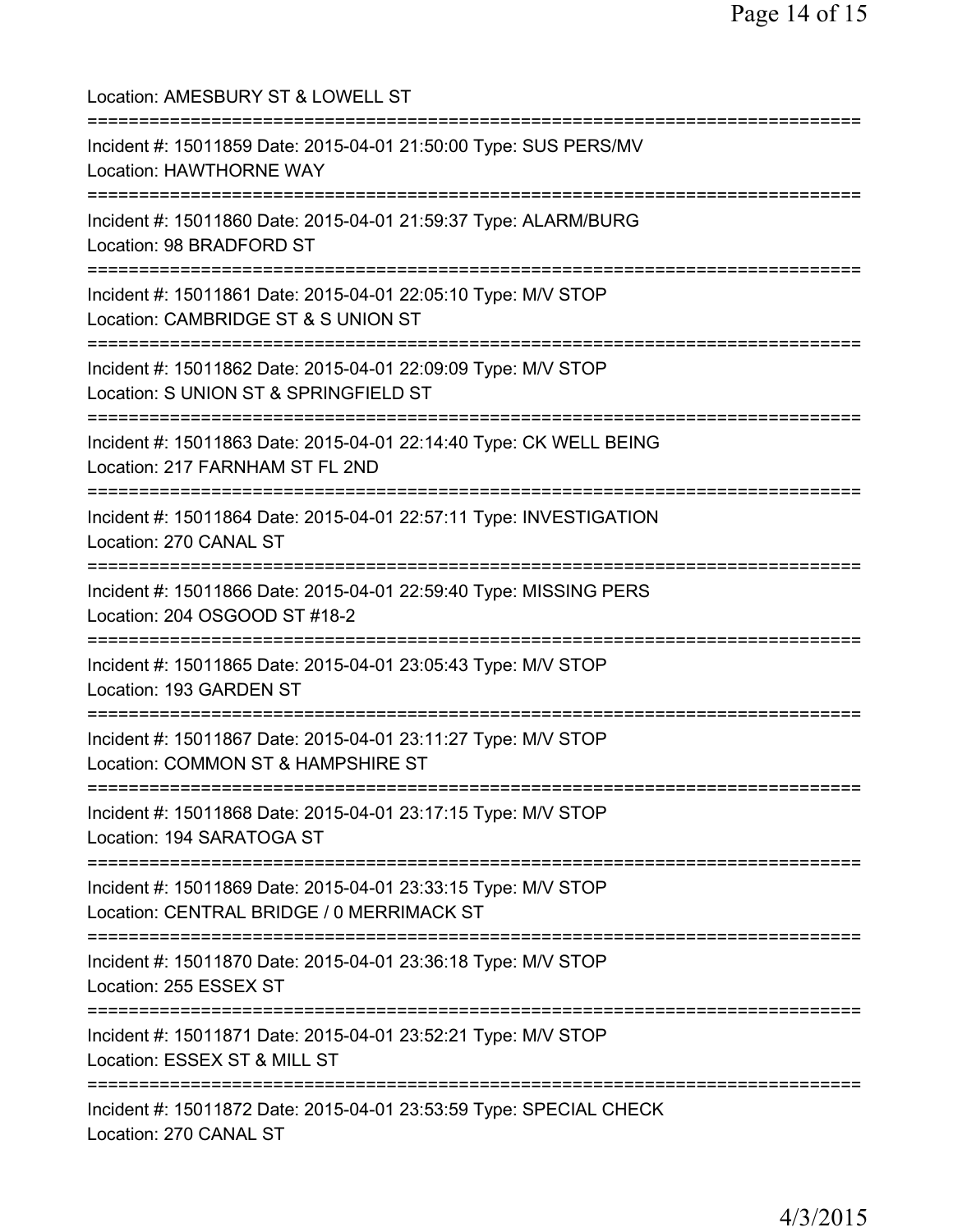Location: AMESBURY ST & LOWELL ST

===========================================================================

Incident #: 15011859 Date: 2015-04-01 21:50:00 Type: SUS PERS/MV
Location: HAWTHORNE WAY

===========================================================================

Incident #: 15011860 Date: 2015-04-01 21:59:37 Type: ALARM/BURG
Location: 98 BRADFORD ST

===========================================================================

Incident #: 15011861 Date: 2015-04-01 22:05:10 Type: M/V STOP
Location: CAMBRIDGE ST & S UNION ST

===========================================================================

Incident #: 15011862 Date: 2015-04-01 22:09:09 Type: M/V STOP
Location: S UNION ST & SPRINGFIELD ST

===========================================================================

Incident #: 15011863 Date: 2015-04-01 22:14:40 Type: CK WELL BEING
Location: 217 FARNHAM ST FL 2ND

===========================================================================

Incident #: 15011864 Date: 2015-04-01 22:57:11 Type: INVESTIGATION
Location: 270 CANAL ST

===========================================================================

Incident #: 15011866 Date: 2015-04-01 22:59:40 Type: MISSING PERS
Location: 204 OSGOOD ST #18-2

===========================================================================

Incident #: 15011865 Date: 2015-04-01 23:05:43 Type: M/V STOP
Location: 193 GARDEN ST

===========================================================================

Incident #: 15011867 Date: 2015-04-01 23:11:27 Type: M/V STOP
Location: COMMON ST & HAMPSHIRE ST

===========================================================================

Incident #: 15011868 Date: 2015-04-01 23:17:15 Type: M/V STOP
Location: 194 SARATOGA ST

===========================================================================

Incident #: 15011869 Date: 2015-04-01 23:33:15 Type: M/V STOP
Location: CENTRAL BRIDGE / 0 MERRIMACK ST

===========================================================================

Incident #: 15011870 Date: 2015-04-01 23:36:18 Type: M/V STOP
Location: 255 ESSEX ST

===========================================================================

Incident #: 15011871 Date: 2015-04-01 23:52:21 Type: M/V STOP
Location: ESSEX ST & MILL ST

===========================================================================

Incident #: 15011872 Date: 2015-04-01 23:53:59 Type: SPECIAL CHECK
Location: 270 CANAL ST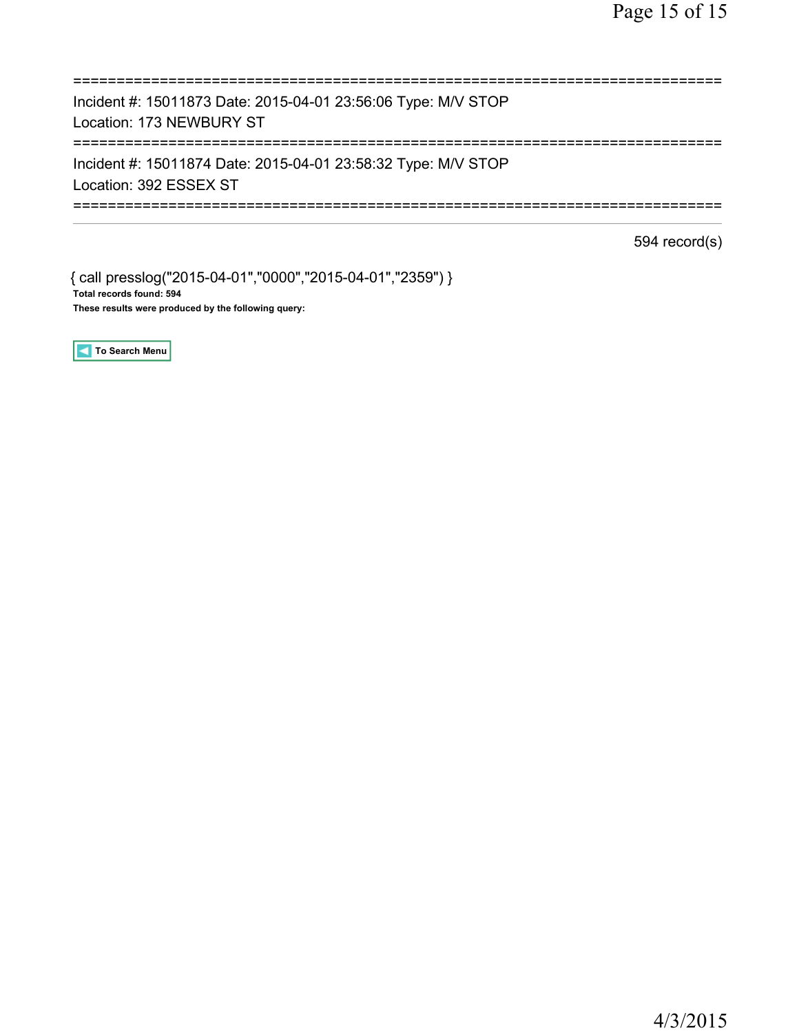===========================================================================

Incident #: 15011873 Date: 2015-04-01 23:56:06 Type: M/V STOP

Location: 173 NEWBURY ST

===========================================================================

Incident #: 15011874 Date: 2015-04-01 23:58:32 Type: M/V STOP

Location: 392 ESSEX ST

===========================================================================

594 record(s)

{ call presslog("2015-04-01","0000","2015-04-01","2359") }

**Total records found: 594**

**These results were produced by the following query:**

**To Search Menu**